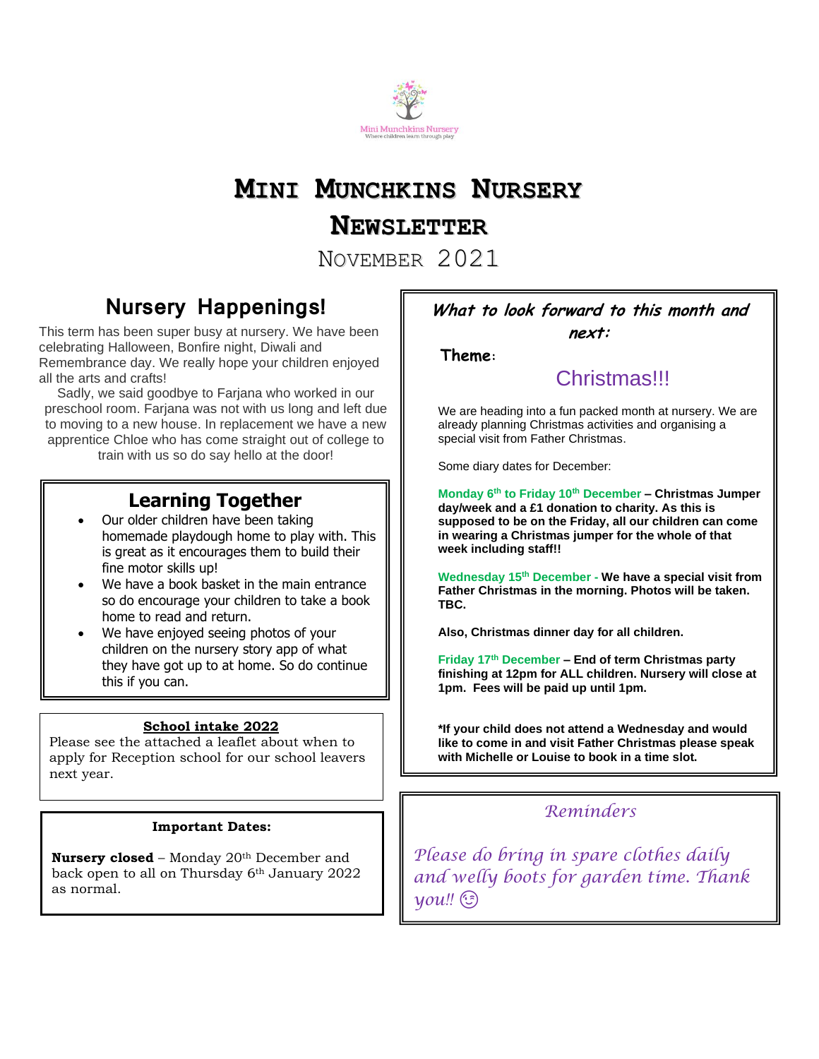Mini Munchkins Nursery
Where children learn through play

# Mini Munchkins Nursery Newsletter

## November 2021

## Nursery Happenings!

This term has been super busy at nursery. We have been celebrating Halloween, Bonfire night, Diwali and Remembrance day. We really hope your children enjoyed all the arts and crafts!

Sadly, we said goodbye to Farjana who worked in our preschool room. Farjana was not with us long and left due to moving to a new house. In replacement we have a new apprentice Chloe who has come straight out of college to train with us so do say hello at the door!

## Learning Together

- Our older children have been taking homemade playdough home to play with. This is great as it encourages them to build their fine motor skills up!
- We have a book basket in the main entrance so do encourage your children to take a book home to read and return.
- We have enjoyed seeing photos of your children on the nursery story app of what they have got up to at home. So do continue this if you can.

### School intake 2022

Please see the attached a leaflet about when to apply for Reception school for our school leavers next year.

### Important Dates:

**Nursery closed** – Monday 20th December and back open to all on Thursday 6th January 2022 as normal.

## *What to look forward to this month and next:*

**Theme:**

### Christmas!!!

We are heading into a fun packed month at nursery. We are already planning Christmas activities and organising a special visit from Father Christmas.

Some diary dates for December:

**Monday 6th to Friday 10th December – Christmas Jumper day/week and a £1 donation to charity. As this is supposed to be on the Friday, all our children can come in wearing a Christmas jumper for the whole of that week including staff!!**

**Wednesday 15th December - We have a special visit from Father Christmas in the morning. Photos will be taken. TBC.**

**Also, Christmas dinner day for all children.**

**Friday 17th December – End of term Christmas party finishing at 12pm for ALL children. Nursery will close at 1pm. Fees will be paid up until 1pm.**

**\*If your child does not attend a Wednesday and would like to come in and visit Father Christmas please speak with Michelle or Louise to book in a time slot.**

### *Reminders*

*Please do bring in spare clothes daily and welly boots for garden time. Thank you!!* 😉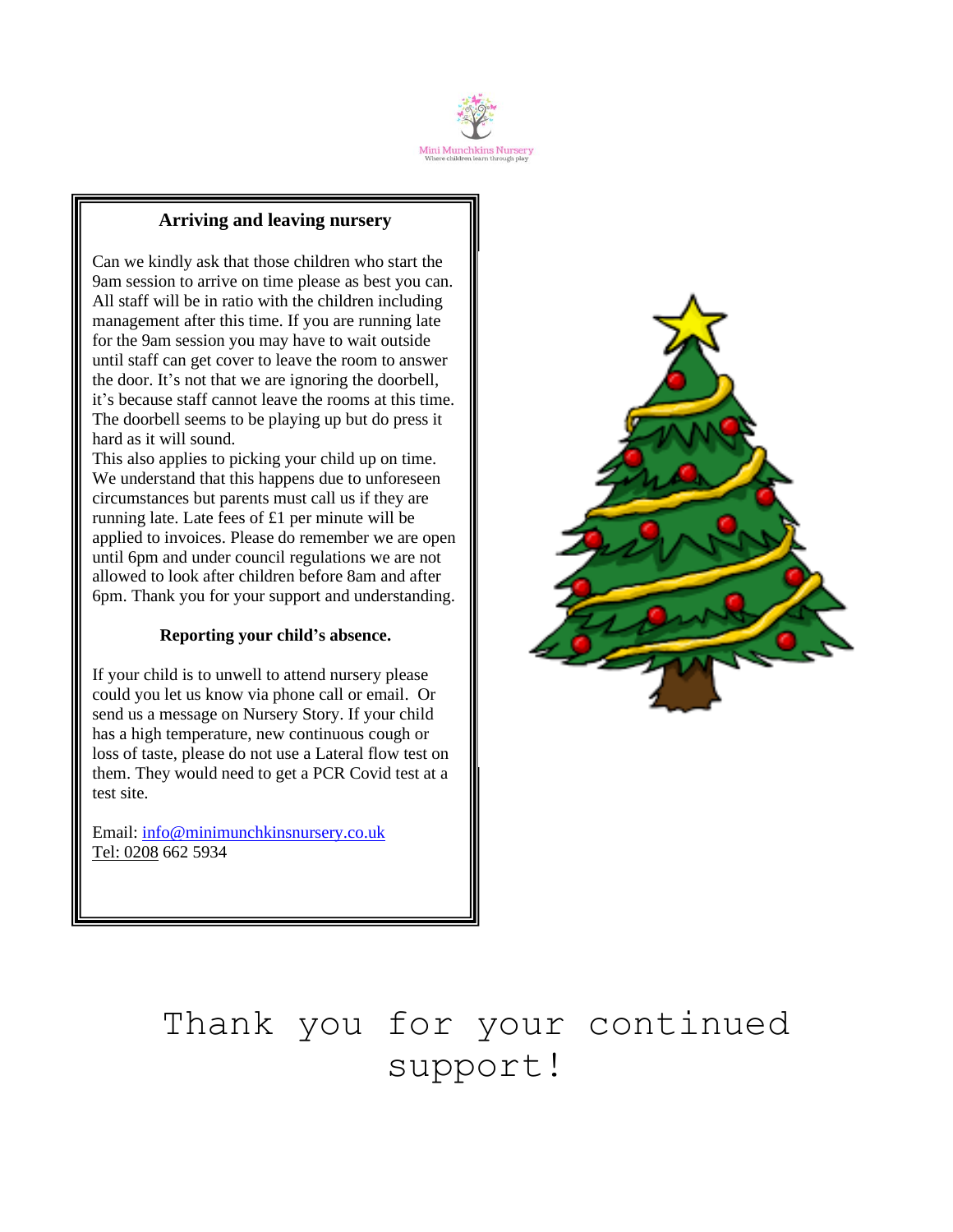Mini Munchkins Nursery
Where children learn through play

**Arriving and leaving nursery**

Can we kindly ask that those children who start the 9am session to arrive on time please as best you can. All staff will be in ratio with the children including management after this time. If you are running late for the 9am session you may have to wait outside until staff can get cover to leave the room to answer the door. It's not that we are ignoring the doorbell, it's because staff cannot leave the rooms at this time. The doorbell seems to be playing up but do press it hard as it will sound.
This also applies to picking your child up on time. We understand that this happens due to unforeseen circumstances but parents must call us if they are running late. Late fees of £1 per minute will be applied to invoices. Please do remember we are open until 6pm and under council regulations we are not allowed to look after children before 8am and after 6pm. Thank you for your support and understanding.

**Reporting your child's absence.**

If your child is to unwell to attend nursery please could you let us know via phone call or email. Or send us a message on Nursery Story. If your child has a high temperature, new continuous cough or loss of taste, please do not use a Lateral flow test on them. They would need to get a PCR Covid test at a test site.

Email: info@minimunchkinsnursery.co.uk
Tel: 0208 662 5934

Thank you for your continued support!